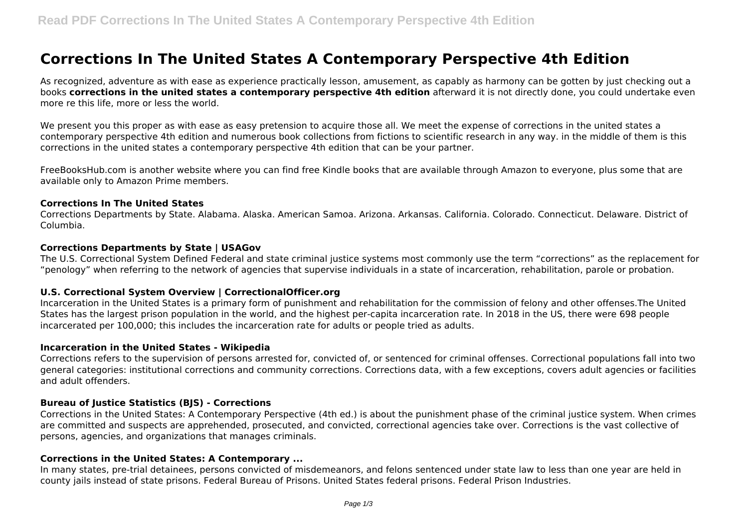# Corrections In The United States A Contemporary Perspective 4th Edition

As recognized, adventure as with ease as experience practically lesson, amusement, as capably as harmony can be gotten by just checking out a books **corrections in the united states a contemporary perspective 4th edition** afterward it is not directly done, you could undertake even more re this life, more or less the world.

We present you this proper as with ease as easy pretension to acquire those all. We meet the expense of corrections in the united states a contemporary perspective 4th edition and numerous book collections from fictions to scientific research in any way. in the middle of them is this corrections in the united states a contemporary perspective 4th edition that can be your partner.

FreeBooksHub.com is another website where you can find free Kindle books that are available through Amazon to everyone, plus some that are available only to Amazon Prime members.

#### Corrections In The United States

Corrections Departments by State. Alabama. Alaska. American Samoa. Arizona. Arkansas. California. Colorado. Connecticut. Delaware. District of Columbia.

#### Corrections Departments by State | USAGov

The U.S. Correctional System Defined Federal and state criminal justice systems most commonly use the term "corrections" as the replacement for "penology" when referring to the network of agencies that supervise individuals in a state of incarceration, rehabilitation, parole or probation.

#### U.S. Correctional System Overview | CorrectionalOfficer.org

Incarceration in the United States is a primary form of punishment and rehabilitation for the commission of felony and other offenses.The United States has the largest prison population in the world, and the highest per-capita incarceration rate. In 2018 in the US, there were 698 people incarcerated per 100,000; this includes the incarceration rate for adults or people tried as adults.

#### Incarceration in the United States - Wikipedia

Corrections refers to the supervision of persons arrested for, convicted of, or sentenced for criminal offenses. Correctional populations fall into two general categories: institutional corrections and community corrections. Corrections data, with a few exceptions, covers adult agencies or facilities and adult offenders.

#### Bureau of Justice Statistics (BJS) - Corrections

Corrections in the United States: A Contemporary Perspective (4th ed.) is about the punishment phase of the criminal justice system. When crimes are committed and suspects are apprehended, prosecuted, and convicted, correctional agencies take over. Corrections is the vast collective of persons, agencies, and organizations that manages criminals.

#### Corrections in the United States: A Contemporary ...

In many states, pre-trial detainees, persons convicted of misdemeanors, and felons sentenced under state law to less than one year are held in county jails instead of state prisons. Federal Bureau of Prisons. United States federal prisons. Federal Prison Industries.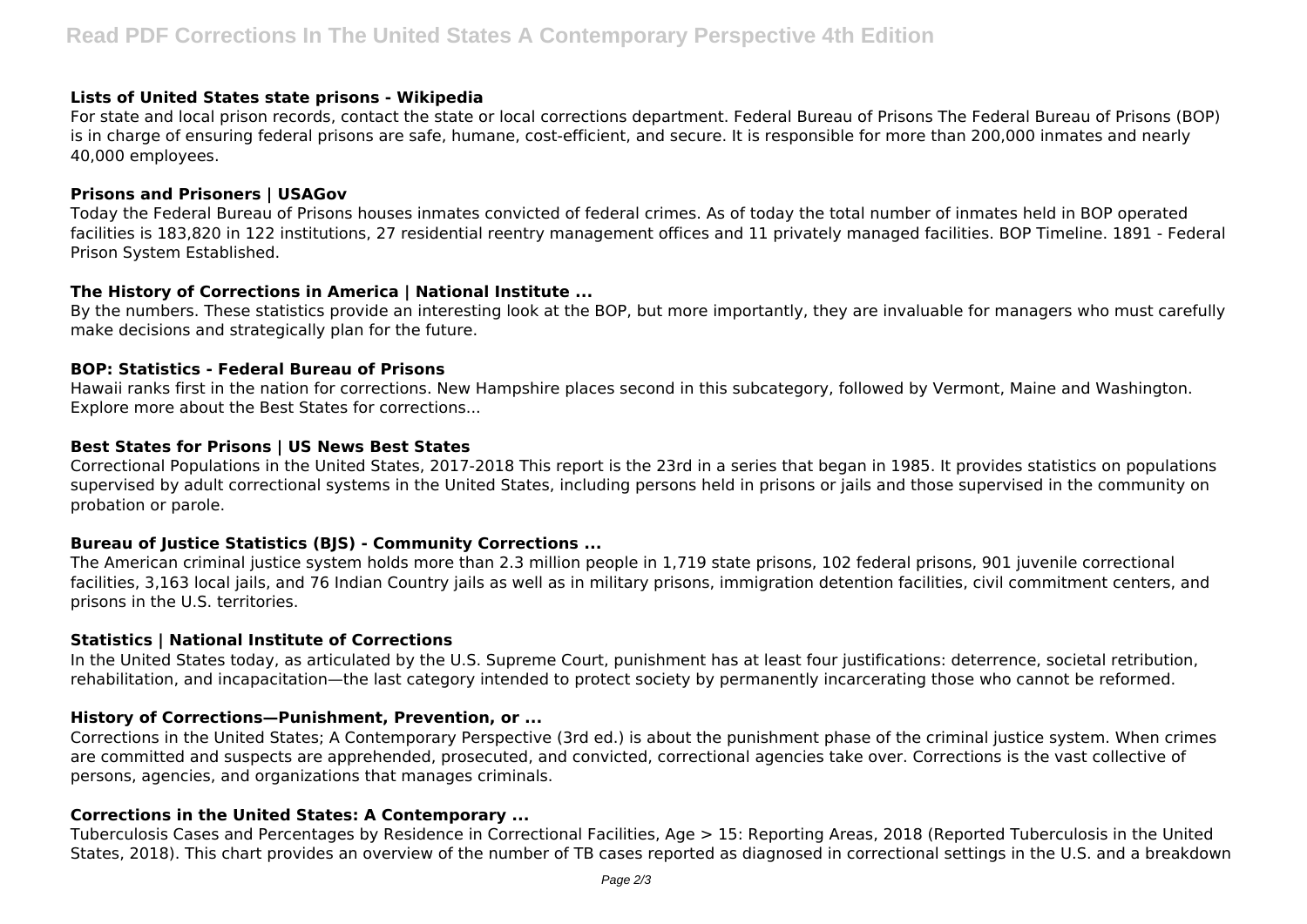### Lists of United States state prisons - Wikipedia

For state and local prison records, contact the state or local corrections department. Federal Bureau of Prisons The Federal Bureau of Prisons (BOP) is in charge of ensuring federal prisons are safe, humane, cost-efficient, and secure. It is responsible for more than 200,000 inmates and nearly 40,000 employees.

### Prisons and Prisoners | USAGov

Today the Federal Bureau of Prisons houses inmates convicted of federal crimes. As of today the total number of inmates held in BOP operated facilities is 183,820 in 122 institutions, 27 residential reentry management offices and 11 privately managed facilities. BOP Timeline. 1891 - Federal Prison System Established.

### The History of Corrections in America | National Institute ...

By the numbers. These statistics provide an interesting look at the BOP, but more importantly, they are invaluable for managers who must carefully make decisions and strategically plan for the future.

### BOP: Statistics - Federal Bureau of Prisons

Hawaii ranks first in the nation for corrections. New Hampshire places second in this subcategory, followed by Vermont, Maine and Washington. Explore more about the Best States for corrections...

### Best States for Prisons | US News Best States

Correctional Populations in the United States, 2017-2018 This report is the 23rd in a series that began in 1985. It provides statistics on populations supervised by adult correctional systems in the United States, including persons held in prisons or jails and those supervised in the community on probation or parole.

### Bureau of Justice Statistics (BJS) - Community Corrections ...

The American criminal justice system holds more than 2.3 million people in 1,719 state prisons, 102 federal prisons, 901 juvenile correctional facilities, 3,163 local jails, and 76 Indian Country jails as well as in military prisons, immigration detention facilities, civil commitment centers, and prisons in the U.S. territories.

### Statistics | National Institute of Corrections

In the United States today, as articulated by the U.S. Supreme Court, punishment has at least four justifications: deterrence, societal retribution, rehabilitation, and incapacitation—the last category intended to protect society by permanently incarcerating those who cannot be reformed.

### History of Corrections—Punishment, Prevention, or ...

Corrections in the United States; A Contemporary Perspective (3rd ed.) is about the punishment phase of the criminal justice system. When crimes are committed and suspects are apprehended, prosecuted, and convicted, correctional agencies take over. Corrections is the vast collective of persons, agencies, and organizations that manages criminals.

### Corrections in the United States: A Contemporary ...

Tuberculosis Cases and Percentages by Residence in Correctional Facilities, Age > 15: Reporting Areas, 2018 (Reported Tuberculosis in the United States, 2018). This chart provides an overview of the number of TB cases reported as diagnosed in correctional settings in the U.S. and a breakdown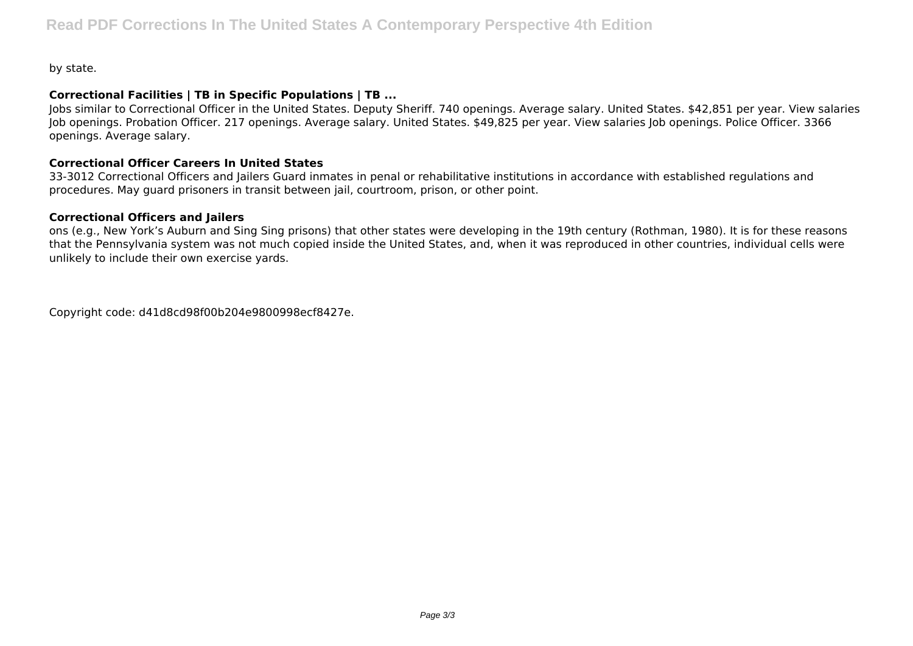by state.

**Correctional Facilities | TB in Specific Populations | TB ...**

Jobs similar to Correctional Officer in the United States. Deputy Sheriff. 740 openings. Average salary. United States. $42,851 per year. View salaries Job openings. Probation Officer. 217 openings. Average salary. United States. $49,825 per year. View salaries Job openings. Police Officer. 3366 openings. Average salary.

**Correctional Officer Careers In United States**

33-3012 Correctional Officers and Jailers Guard inmates in penal or rehabilitative institutions in accordance with established regulations and procedures. May guard prisoners in transit between jail, courtroom, prison, or other point.

**Correctional Officers and Jailers**

ons (e.g., New York's Auburn and Sing Sing prisons) that other states were developing in the 19th century (Rothman, 1980). It is for these reasons that the Pennsylvania system was not much copied inside the United States, and, when it was reproduced in other countries, individual cells were unlikely to include their own exercise yards.

Copyright code: d41d8cd98f00b204e9800998ecf8427e.